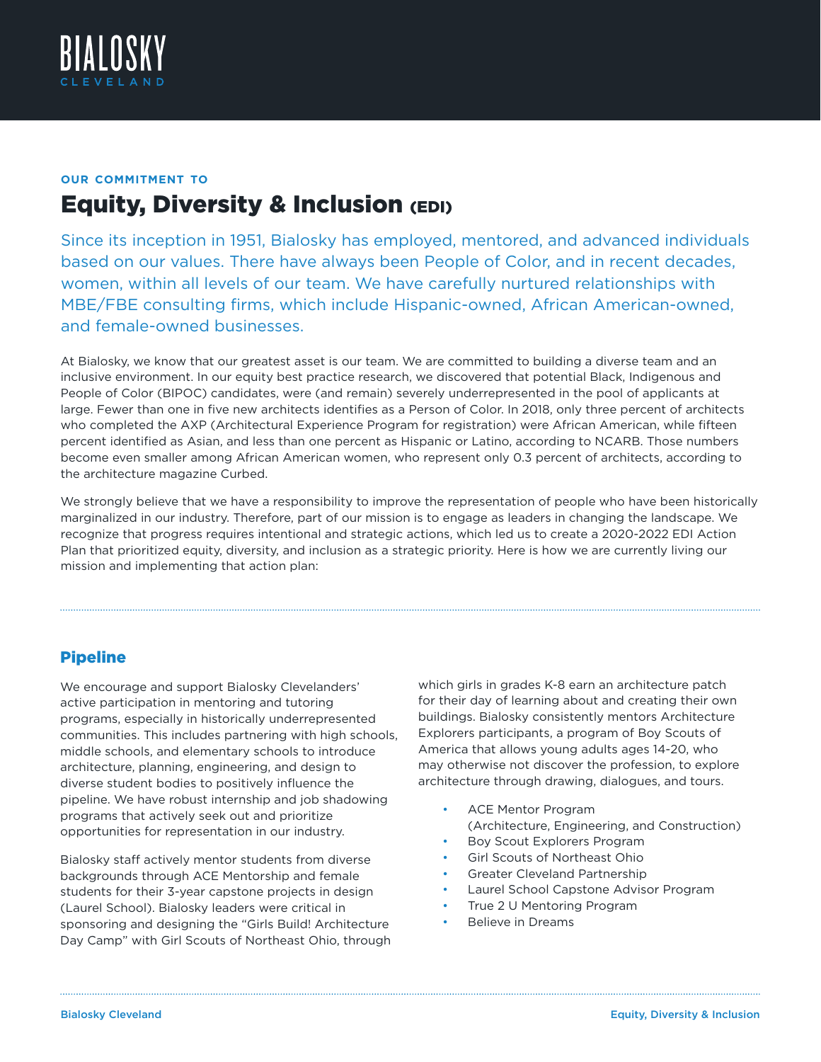BIALOSKY
CLEVELAND

OUR COMMITMENT TO

# Equity, Diversity & Inclusion (EDI)

Since its inception in 1951, Bialosky has employed, mentored, and advanced individuals based on our values. There have always been People of Color, and in recent decades, women, within all levels of our team. We have carefully nurtured relationships with MBE/FBE consulting firms, which include Hispanic-owned, African American-owned, and female-owned businesses.

At Bialosky, we know that our greatest asset is our team. We are committed to building a diverse team and an inclusive environment. In our equity best practice research, we discovered that potential Black, Indigenous and People of Color (BIPOC) candidates, were (and remain) severely underrepresented in the pool of applicants at large. Fewer than one in five new architects identifies as a Person of Color. In 2018, only three percent of architects who completed the AXP (Architectural Experience Program for registration) were African American, while fifteen percent identified as Asian, and less than one percent as Hispanic or Latino, according to NCARB. Those numbers become even smaller among African American women, who represent only 0.3 percent of architects, according to the architecture magazine Curbed.

We strongly believe that we have a responsibility to improve the representation of people who have been historically marginalized in our industry. Therefore, part of our mission is to engage as leaders in changing the landscape. We recognize that progress requires intentional and strategic actions, which led us to create a 2020-2022 EDI Action Plan that prioritized equity, diversity, and inclusion as a strategic priority. Here is how we are currently living our mission and implementing that action plan:

## Pipeline

We encourage and support Bialosky Clevelanders' active participation in mentoring and tutoring programs, especially in historically underrepresented communities. This includes partnering with high schools, middle schools, and elementary schools to introduce architecture, planning, engineering, and design to diverse student bodies to positively influence the pipeline. We have robust internship and job shadowing programs that actively seek out and prioritize opportunities for representation in our industry.

Bialosky staff actively mentor students from diverse backgrounds through ACE Mentorship and female students for their 3-year capstone projects in design (Laurel School). Bialosky leaders were critical in sponsoring and designing the "Girls Build! Architecture Day Camp" with Girl Scouts of Northeast Ohio, through which girls in grades K-8 earn an architecture patch for their day of learning about and creating their own buildings. Bialosky consistently mentors Architecture Explorers participants, a program of Boy Scouts of America that allows young adults ages 14-20, who may otherwise not discover the profession, to explore architecture through drawing, dialogues, and tours.

- ACE Mentor Program (Architecture, Engineering, and Construction)
- Boy Scout Explorers Program
- Girl Scouts of Northeast Ohio
- Greater Cleveland Partnership
- Laurel School Capstone Advisor Program
- True 2 U Mentoring Program
- Believe in Dreams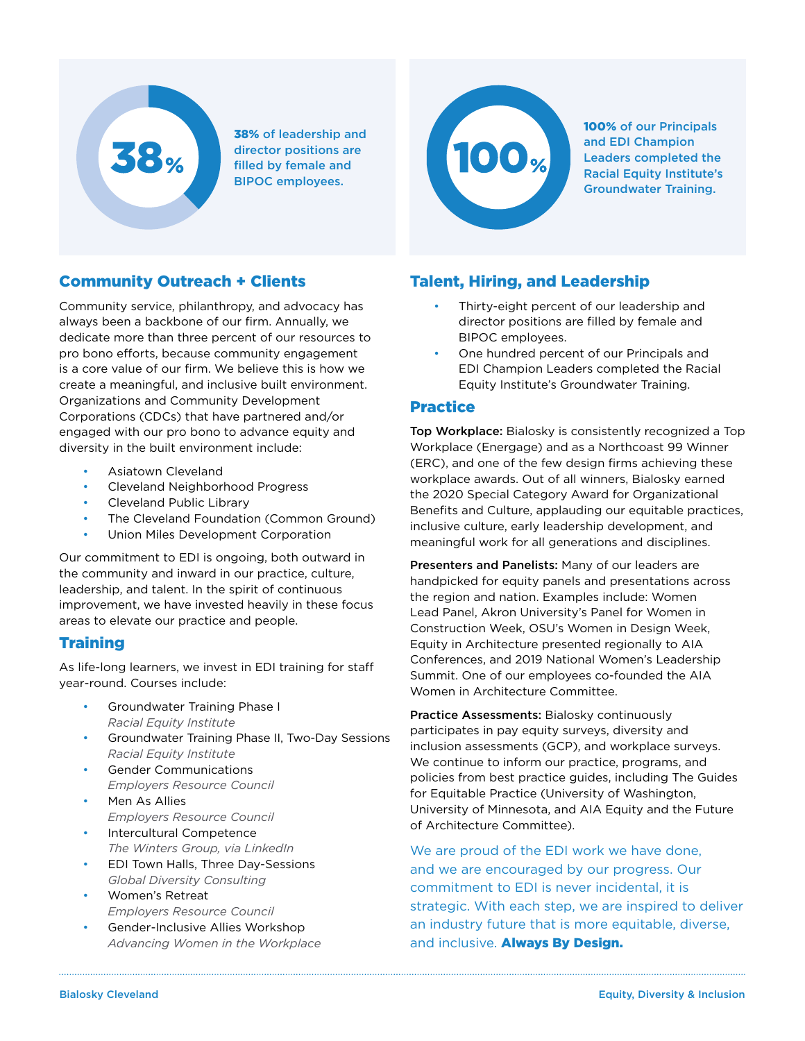38%

**38%** of leadership and director positions are filled by female and BIPOC employees.

100%

**100%** of our Principals and EDI Champion Leaders completed the Racial Equity Institute's Groundwater Training.

## Community Outreach + Clients

Community service, philanthropy, and advocacy has always been a backbone of our firm. Annually, we dedicate more than three percent of our resources to pro bono efforts, because community engagement is a core value of our firm. We believe this is how we create a meaningful, and inclusive built environment. Organizations and Community Development Corporations (CDCs) that have partnered and/or engaged with our pro bono to advance equity and diversity in the built environment include:

- Asiatown Cleveland
- Cleveland Neighborhood Progress
- Cleveland Public Library
- The Cleveland Foundation (Common Ground)
- Union Miles Development Corporation

Our commitment to EDI is ongoing, both outward in the community and inward in our practice, culture, leadership, and talent. In the spirit of continuous improvement, we have invested heavily in these focus areas to elevate our practice and people.

## Training

As life-long learners, we invest in EDI training for staff year-round. Courses include:

- Groundwater Training Phase I
  *Racial Equity Institute*
- Groundwater Training Phase II, Two-Day Sessions
  *Racial Equity Institute*
- Gender Communications
  *Employers Resource Council*
- Men As Allies
  *Employers Resource Council*
- Intercultural Competence
  *The Winters Group, via LinkedIn*
- EDI Town Halls, Three Day-Sessions
  *Global Diversity Consulting*
- Women's Retreat
  *Employers Resource Council*
- Gender-Inclusive Allies Workshop
  *Advancing Women in the Workplace*

## Talent, Hiring, and Leadership

- Thirty-eight percent of our leadership and director positions are filled by female and BIPOC employees.
- One hundred percent of our Principals and EDI Champion Leaders completed the Racial Equity Institute's Groundwater Training.

## Practice

**Top Workplace:** Bialosky is consistently recognized a Top Workplace (Energage) and as a Northcoast 99 Winner (ERC), and one of the few design firms achieving these workplace awards. Out of all winners, Bialosky earned the 2020 Special Category Award for Organizational Benefits and Culture, applauding our equitable practices, inclusive culture, early leadership development, and meaningful work for all generations and disciplines.

**Presenters and Panelists:** Many of our leaders are handpicked for equity panels and presentations across the region and nation. Examples include: Women Lead Panel, Akron University's Panel for Women in Construction Week, OSU's Women in Design Week, Equity in Architecture presented regionally to AIA Conferences, and 2019 National Women's Leadership Summit. One of our employees co-founded the AIA Women in Architecture Committee.

**Practice Assessments:** Bialosky continuously participates in pay equity surveys, diversity and inclusion assessments (GCP), and workplace surveys. We continue to inform our practice, programs, and policies from best practice guides, including The Guides for Equitable Practice (University of Washington, University of Minnesota, and AIA Equity and the Future of Architecture Committee).

We are proud of the EDI work we have done, and we are encouraged by our progress. Our commitment to EDI is never incidental, it is strategic. With each step, we are inspired to deliver an industry future that is more equitable, diverse, and inclusive. **Always By Design.**